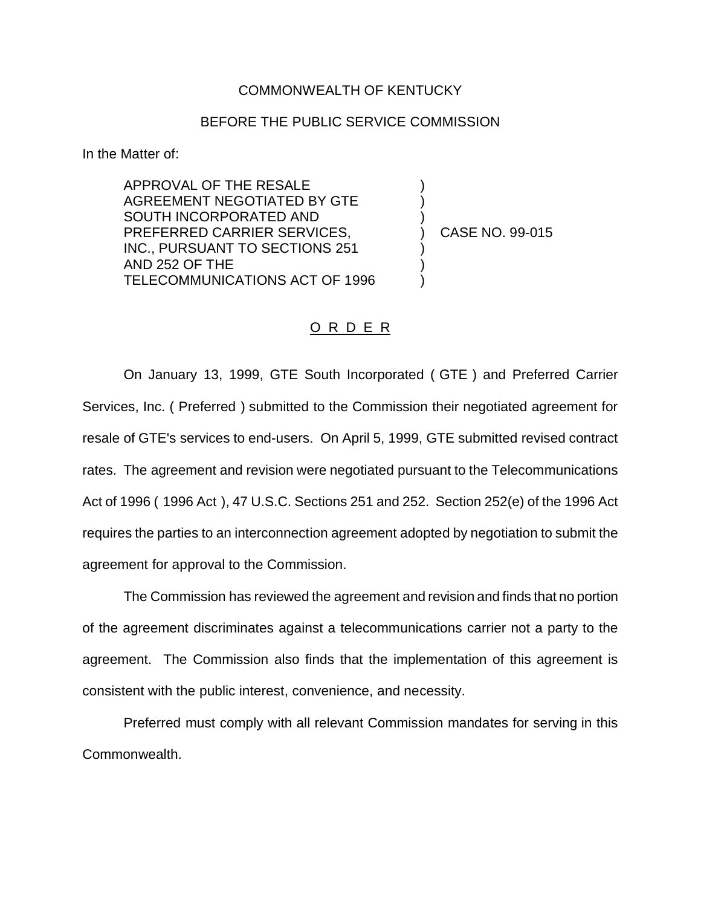COMMONWEALTH OF KENTUCKY

BEFORE THE PUBLIC SERVICE COMMISSION

In the Matter of:

APPROVAL OF THE RESALE AGREEMENT NEGOTIATED BY GTE SOUTH INCORPORATED AND PREFERRED CARRIER SERVICES, INC., PURSUANT TO SECTIONS 251 AND 252 OF THE TELECOMMUNICATIONS ACT OF 1996 ) CASE NO. 99-015

O R D E R

On January 13, 1999, GTE South Incorporated ( GTE ) and Preferred Carrier Services, Inc. ( Preferred ) submitted to the Commission their negotiated agreement for resale of GTE's services to end-users. On April 5, 1999, GTE submitted revised contract rates. The agreement and revision were negotiated pursuant to the Telecommunications Act of 1996 ( 1996 Act ), 47 U.S.C. Sections 251 and 252. Section 252(e) of the 1996 Act requires the parties to an interconnection agreement adopted by negotiation to submit the agreement for approval to the Commission.

The Commission has reviewed the agreement and revision and finds that no portion of the agreement discriminates against a telecommunications carrier not a party to the agreement. The Commission also finds that the implementation of this agreement is consistent with the public interest, convenience, and necessity.

Preferred must comply with all relevant Commission mandates for serving in this Commonwealth.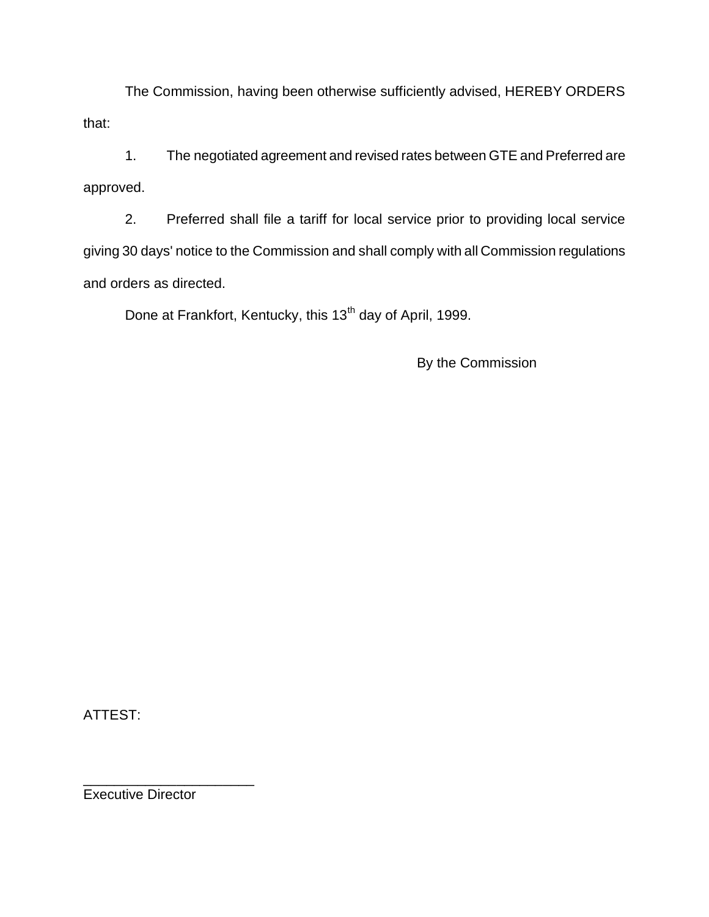The Commission, having been otherwise sufficiently advised, HEREBY ORDERS that:

1. The negotiated agreement and revised rates between GTE and Preferred are approved.

2. Preferred shall file a tariff for local service prior to providing local service giving 30 days' notice to the Commission and shall comply with all Commission regulations and orders as directed.

Done at Frankfort, Kentucky, this 13th day of April, 1999.

By the Commission

ATTEST:

______________________
Executive Director